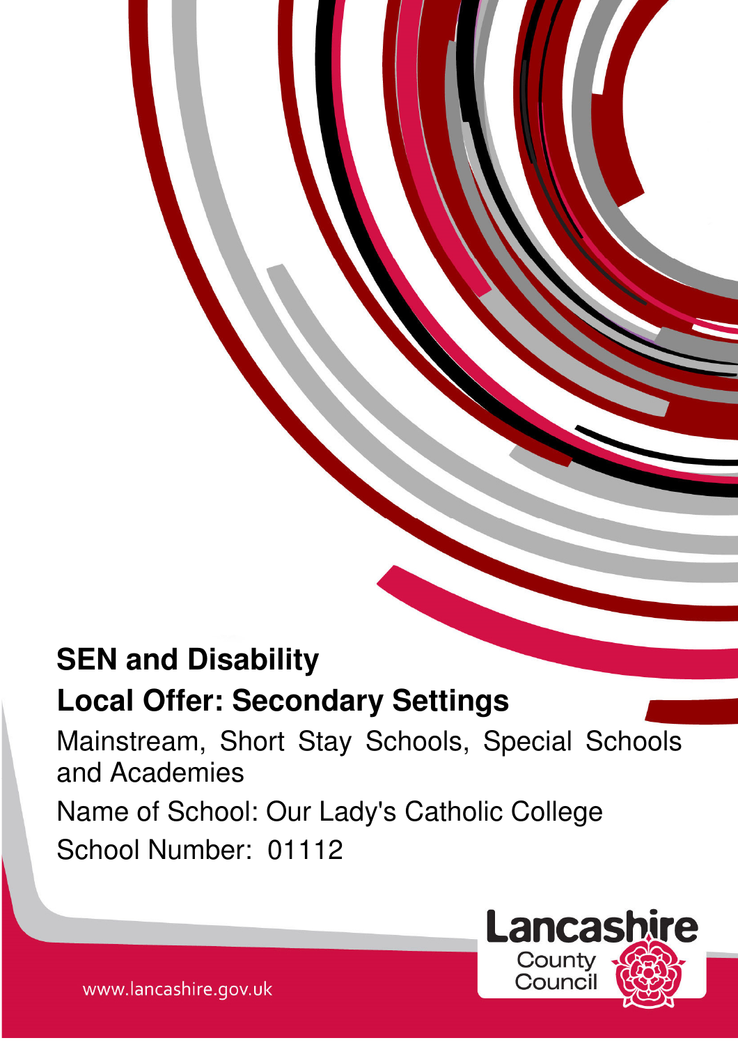# SEN and Disability

## Local Offer: Secondary Settings

Mainstream, Short Stay Schools, Special Schools and Academies

Name of School: Our Lady's Catholic College

School Number: 01112

Lancashire County Council

www.lancashire.gov.uk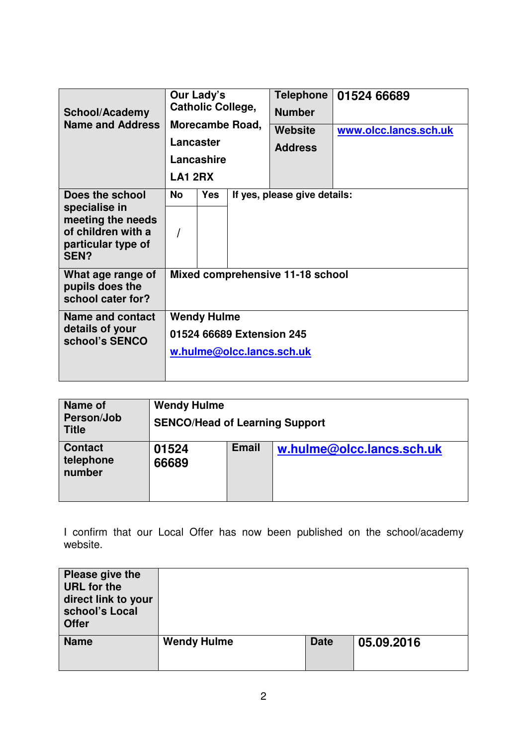| School/Academy Name and Address | Our Lady's Catholic College, Morecambe Road, Lancaster Lancashire LA1 2RX | Telephone Number | 01524 66689 |
|---|---|---|---|
| | | Website Address | www.olcc.lancs.sch.uk |

| Does the school specialise in meeting the needs of children with a particular type of SEN? | No | Yes | If yes, please give details: |
|---|---|---|---|
| | / | | |
| What age range of pupils does the school cater for? | Mixed comprehensive 11-18 school | | |
| Name and contact details of your school's SENCO | Wendy Hulme<br>01524 66689 Extension 245<br>w.hulme@olcc.lancs.sch.uk | | |

| Name of Person/Job Title | Wendy Hulme<br>SENCO/Head of Learning Support | | |
|---|---|---|---|
| Contact telephone number | 01524 66689 | Email | w.hulme@olcc.lancs.sch.uk |

I confirm that our Local Offer has now been published on the school/academy website.

| Please give the URL for the direct link to your school's Local Offer | | | |
|---|---|---|---|
| Name | Wendy Hulme | Date | 05.09.2016 |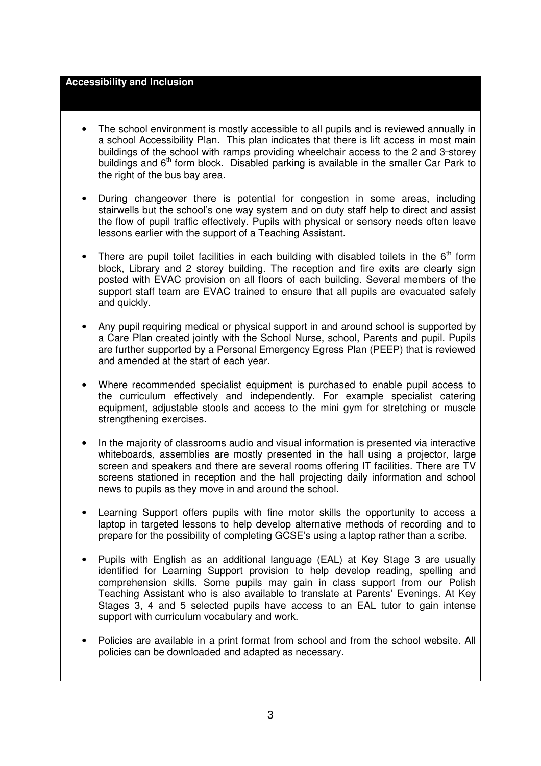## Accessibility and Inclusion

- The school environment is mostly accessible to all pupils and is reviewed annually in a school Accessibility Plan. This plan indicates that there is lift access in most main buildings of the school with ramps providing wheelchair access to the 2 and 3-storey buildings and 6th form block. Disabled parking is available in the smaller Car Park to the right of the bus bay area.

- During changeover there is potential for congestion in some areas, including stairwells but the school's one way system and on duty staff help to direct and assist the flow of pupil traffic effectively. Pupils with physical or sensory needs often leave lessons earlier with the support of a Teaching Assistant.

- There are pupil toilet facilities in each building with disabled toilets in the 6th form block, Library and 2 storey building. The reception and fire exits are clearly sign posted with EVAC provision on all floors of each building. Several members of the support staff team are EVAC trained to ensure that all pupils are evacuated safely and quickly.

- Any pupil requiring medical or physical support in and around school is supported by a Care Plan created jointly with the School Nurse, school, Parents and pupil. Pupils are further supported by a Personal Emergency Egress Plan (PEEP) that is reviewed and amended at the start of each year.

- Where recommended specialist equipment is purchased to enable pupil access to the curriculum effectively and independently. For example specialist catering equipment, adjustable stools and access to the mini gym for stretching or muscle strengthening exercises.

- In the majority of classrooms audio and visual information is presented via interactive whiteboards, assemblies are mostly presented in the hall using a projector, large screen and speakers and there are several rooms offering IT facilities. There are TV screens stationed in reception and the hall projecting daily information and school news to pupils as they move in and around the school.

- Learning Support offers pupils with fine motor skills the opportunity to access a laptop in targeted lessons to help develop alternative methods of recording and to prepare for the possibility of completing GCSE's using a laptop rather than a scribe.

- Pupils with English as an additional language (EAL) at Key Stage 3 are usually identified for Learning Support provision to help develop reading, spelling and comprehension skills. Some pupils may gain in class support from our Polish Teaching Assistant who is also available to translate at Parents' Evenings. At Key Stages 3, 4 and 5 selected pupils have access to an EAL tutor to gain intense support with curriculum vocabulary and work.

- Policies are available in a print format from school and from the school website. All policies can be downloaded and adapted as necessary.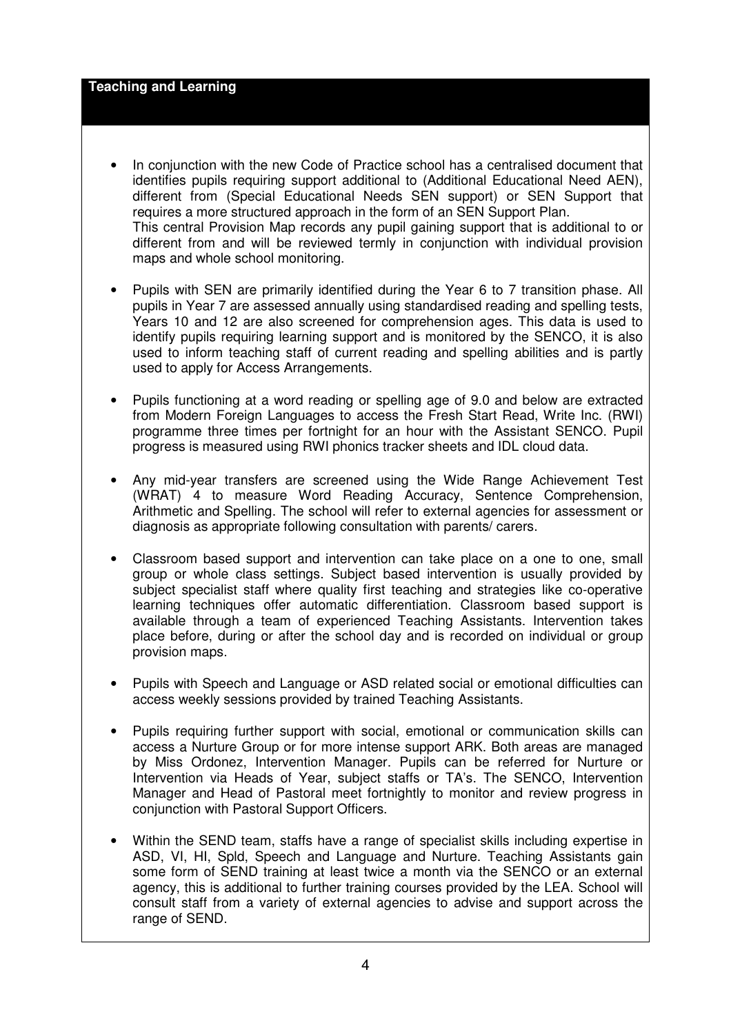## Teaching and Learning

- In conjunction with the new Code of Practice school has a centralised document that identifies pupils requiring support additional to (Additional Educational Need AEN), different from (Special Educational Needs SEN support) or SEN Support that requires a more structured approach in the form of an SEN Support Plan.
  This central Provision Map records any pupil gaining support that is additional to or different from and will be reviewed termly in conjunction with individual provision maps and whole school monitoring.

- Pupils with SEN are primarily identified during the Year 6 to 7 transition phase. All pupils in Year 7 are assessed annually using standardised reading and spelling tests, Years 10 and 12 are also screened for comprehension ages. This data is used to identify pupils requiring learning support and is monitored by the SENCO, it is also used to inform teaching staff of current reading and spelling abilities and is partly used to apply for Access Arrangements.

- Pupils functioning at a word reading or spelling age of 9.0 and below are extracted from Modern Foreign Languages to access the Fresh Start Read, Write Inc. (RWI) programme three times per fortnight for an hour with the Assistant SENCO. Pupil progress is measured using RWI phonics tracker sheets and IDL cloud data.

- Any mid-year transfers are screened using the Wide Range Achievement Test (WRAT) 4 to measure Word Reading Accuracy, Sentence Comprehension, Arithmetic and Spelling. The school will refer to external agencies for assessment or diagnosis as appropriate following consultation with parents/ carers.

- Classroom based support and intervention can take place on a one to one, small group or whole class settings. Subject based intervention is usually provided by subject specialist staff where quality first teaching and strategies like co-operative learning techniques offer automatic differentiation. Classroom based support is available through a team of experienced Teaching Assistants. Intervention takes place before, during or after the school day and is recorded on individual or group provision maps.

- Pupils with Speech and Language or ASD related social or emotional difficulties can access weekly sessions provided by trained Teaching Assistants.

- Pupils requiring further support with social, emotional or communication skills can access a Nurture Group or for more intense support ARK. Both areas are managed by Miss Ordonez, Intervention Manager. Pupils can be referred for Nurture or Intervention via Heads of Year, subject staffs or TA's. The SENCO, Intervention Manager and Head of Pastoral meet fortnightly to monitor and review progress in conjunction with Pastoral Support Officers.

- Within the SEND team, staffs have a range of specialist skills including expertise in ASD, VI, HI, Spld, Speech and Language and Nurture. Teaching Assistants gain some form of SEND training at least twice a month via the SENCO or an external agency, this is additional to further training courses provided by the LEA. School will consult staff from a variety of external agencies to advise and support across the range of SEND.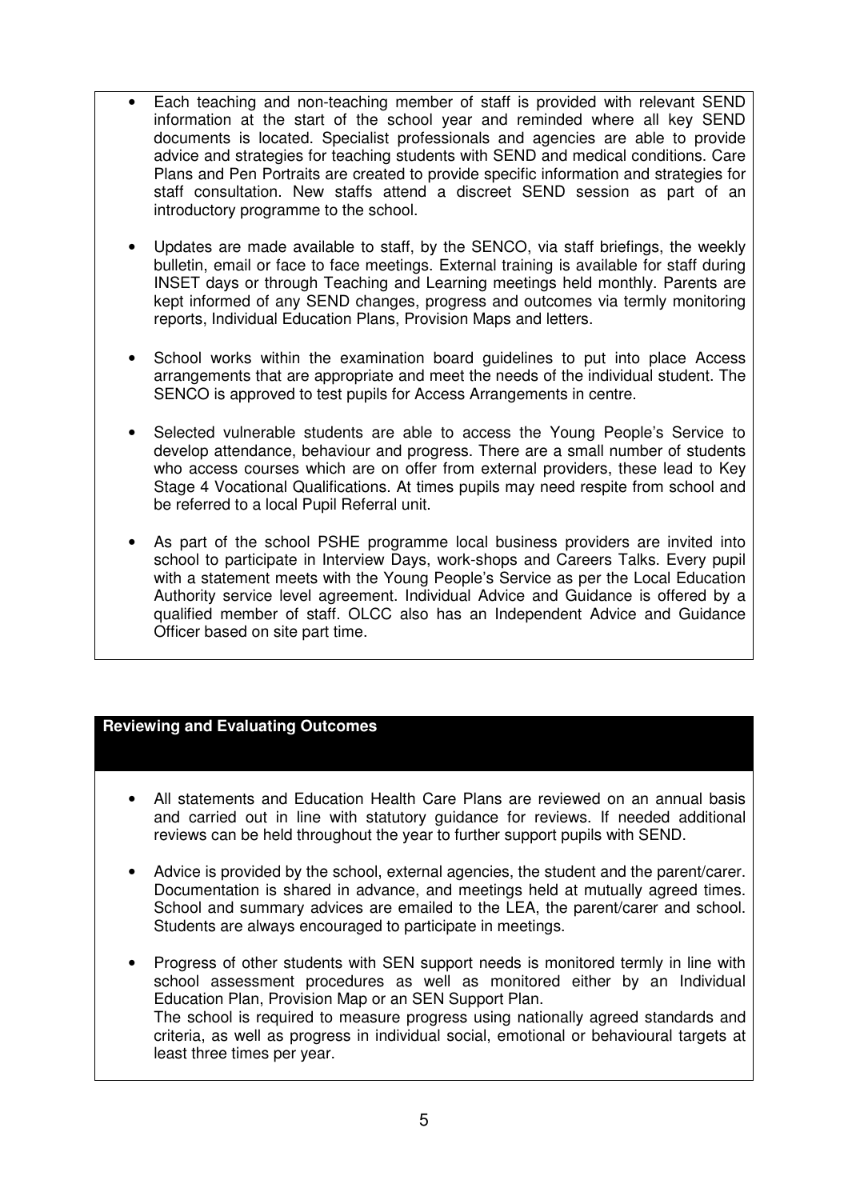- Each teaching and non-teaching member of staff is provided with relevant SEND information at the start of the school year and reminded where all key SEND documents is located. Specialist professionals and agencies are able to provide advice and strategies for teaching students with SEND and medical conditions. Care Plans and Pen Portraits are created to provide specific information and strategies for staff consultation. New staffs attend a discreet SEND session as part of an introductory programme to the school.

- Updates are made available to staff, by the SENCO, via staff briefings, the weekly bulletin, email or face to face meetings. External training is available for staff during INSET days or through Teaching and Learning meetings held monthly. Parents are kept informed of any SEND changes, progress and outcomes via termly monitoring reports, Individual Education Plans, Provision Maps and letters.

- School works within the examination board guidelines to put into place Access arrangements that are appropriate and meet the needs of the individual student. The SENCO is approved to test pupils for Access Arrangements in centre.

- Selected vulnerable students are able to access the Young People's Service to develop attendance, behaviour and progress. There are a small number of students who access courses which are on offer from external providers, these lead to Key Stage 4 Vocational Qualifications. At times pupils may need respite from school and be referred to a local Pupil Referral unit.

- As part of the school PSHE programme local business providers are invited into school to participate in Interview Days, work-shops and Careers Talks. Every pupil with a statement meets with the Young People's Service as per the Local Education Authority service level agreement. Individual Advice and Guidance is offered by a qualified member of staff. OLCC also has an Independent Advice and Guidance Officer based on site part time.

## Reviewing and Evaluating Outcomes

- All statements and Education Health Care Plans are reviewed on an annual basis and carried out in line with statutory guidance for reviews. If needed additional reviews can be held throughout the year to further support pupils with SEND.

- Advice is provided by the school, external agencies, the student and the parent/carer. Documentation is shared in advance, and meetings held at mutually agreed times. School and summary advices are emailed to the LEA, the parent/carer and school. Students are always encouraged to participate in meetings.

- Progress of other students with SEN support needs is monitored termly in line with school assessment procedures as well as monitored either by an Individual Education Plan, Provision Map or an SEN Support Plan.
  The school is required to measure progress using nationally agreed standards and criteria, as well as progress in individual social, emotional or behavioural targets at least three times per year.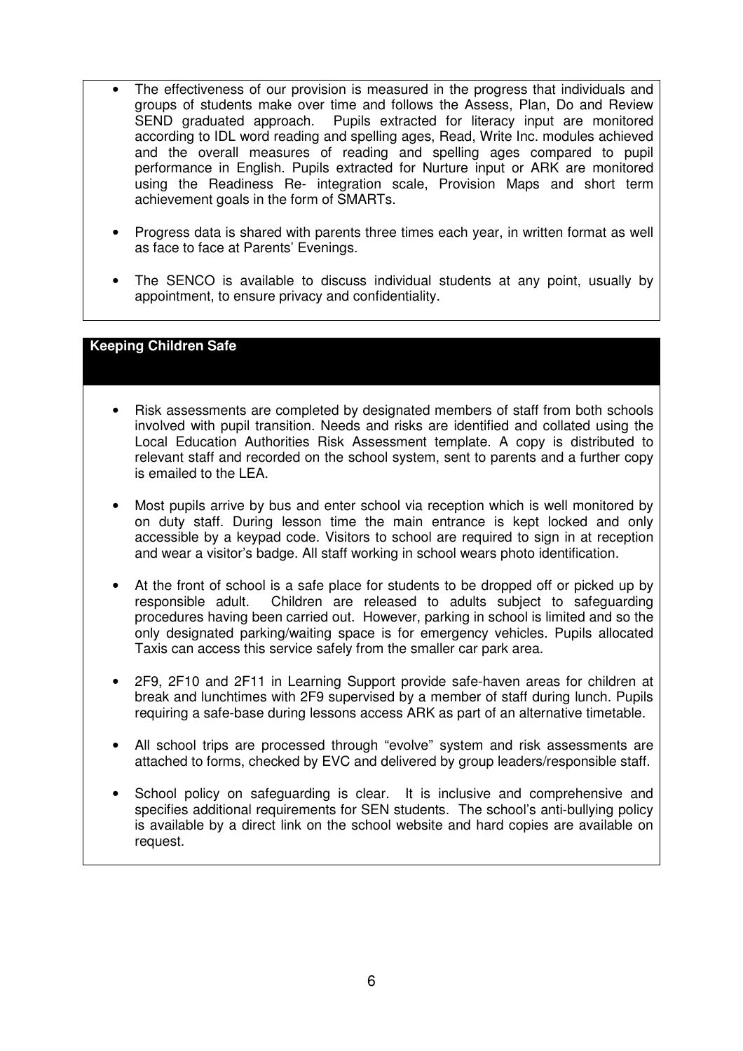- The effectiveness of our provision is measured in the progress that individuals and groups of students make over time and follows the Assess, Plan, Do and Review SEND graduated approach. Pupils extracted for literacy input are monitored according to IDL word reading and spelling ages, Read, Write Inc. modules achieved and the overall measures of reading and spelling ages compared to pupil performance in English. Pupils extracted for Nurture input or ARK are monitored using the Readiness Re- integration scale, Provision Maps and short term achievement goals in the form of SMARTs.
- Progress data is shared with parents three times each year, in written format as well as face to face at Parents' Evenings.
- The SENCO is available to discuss individual students at any point, usually by appointment, to ensure privacy and confidentiality.

## Keeping Children Safe

- Risk assessments are completed by designated members of staff from both schools involved with pupil transition. Needs and risks are identified and collated using the Local Education Authorities Risk Assessment template. A copy is distributed to relevant staff and recorded on the school system, sent to parents and a further copy is emailed to the LEA.
- Most pupils arrive by bus and enter school via reception which is well monitored by on duty staff. During lesson time the main entrance is kept locked and only accessible by a keypad code. Visitors to school are required to sign in at reception and wear a visitor's badge. All staff working in school wears photo identification.
- At the front of school is a safe place for students to be dropped off or picked up by responsible adult. Children are released to adults subject to safeguarding procedures having been carried out. However, parking in school is limited and so the only designated parking/waiting space is for emergency vehicles. Pupils allocated Taxis can access this service safely from the smaller car park area.
- 2F9, 2F10 and 2F11 in Learning Support provide safe-haven areas for children at break and lunchtimes with 2F9 supervised by a member of staff during lunch. Pupils requiring a safe-base during lessons access ARK as part of an alternative timetable.
- All school trips are processed through "evolve" system and risk assessments are attached to forms, checked by EVC and delivered by group leaders/responsible staff.
- School policy on safeguarding is clear. It is inclusive and comprehensive and specifies additional requirements for SEN students. The school's anti-bullying policy is available by a direct link on the school website and hard copies are available on request.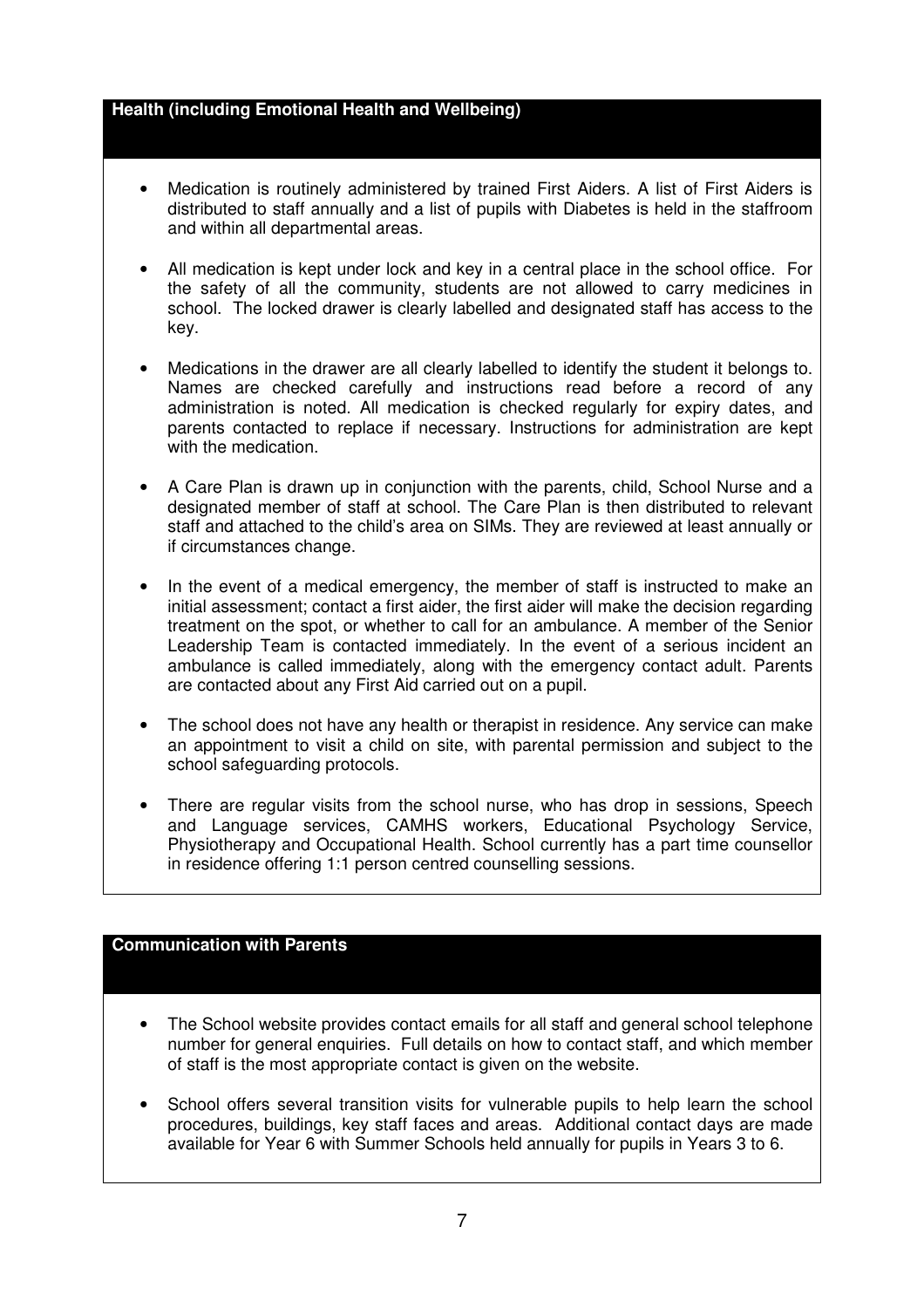## Health (including Emotional Health and Wellbeing)

- Medication is routinely administered by trained First Aiders. A list of First Aiders is distributed to staff annually and a list of pupils with Diabetes is held in the staffroom and within all departmental areas.
- All medication is kept under lock and key in a central place in the school office. For the safety of all the community, students are not allowed to carry medicines in school. The locked drawer is clearly labelled and designated staff has access to the key.
- Medications in the drawer are all clearly labelled to identify the student it belongs to. Names are checked carefully and instructions read before a record of any administration is noted. All medication is checked regularly for expiry dates, and parents contacted to replace if necessary. Instructions for administration are kept with the medication.
- A Care Plan is drawn up in conjunction with the parents, child, School Nurse and a designated member of staff at school. The Care Plan is then distributed to relevant staff and attached to the child's area on SIMs. They are reviewed at least annually or if circumstances change.
- In the event of a medical emergency, the member of staff is instructed to make an initial assessment; contact a first aider, the first aider will make the decision regarding treatment on the spot, or whether to call for an ambulance. A member of the Senior Leadership Team is contacted immediately. In the event of a serious incident an ambulance is called immediately, along with the emergency contact adult. Parents are contacted about any First Aid carried out on a pupil.
- The school does not have any health or therapist in residence. Any service can make an appointment to visit a child on site, with parental permission and subject to the school safeguarding protocols.
- There are regular visits from the school nurse, who has drop in sessions, Speech and Language services, CAMHS workers, Educational Psychology Service, Physiotherapy and Occupational Health. School currently has a part time counsellor in residence offering 1:1 person centred counselling sessions.

## Communication with Parents

- The School website provides contact emails for all staff and general school telephone number for general enquiries. Full details on how to contact staff, and which member of staff is the most appropriate contact is given on the website.
- School offers several transition visits for vulnerable pupils to help learn the school procedures, buildings, key staff faces and areas. Additional contact days are made available for Year 6 with Summer Schools held annually for pupils in Years 3 to 6.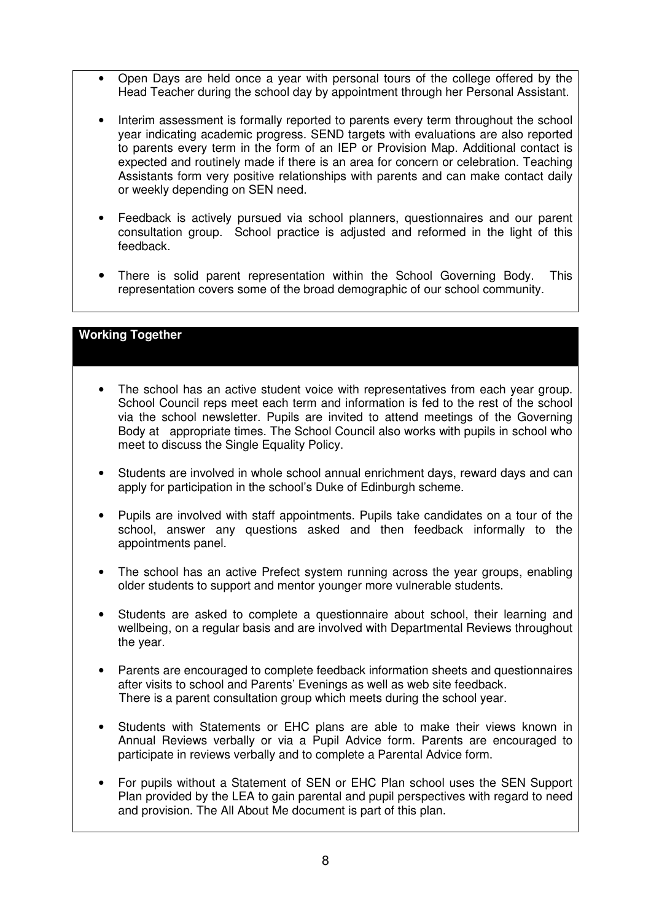- Open Days are held once a year with personal tours of the college offered by the Head Teacher during the school day by appointment through her Personal Assistant.

- Interim assessment is formally reported to parents every term throughout the school year indicating academic progress. SEND targets with evaluations are also reported to parents every term in the form of an IEP or Provision Map. Additional contact is expected and routinely made if there is an area for concern or celebration. Teaching Assistants form very positive relationships with parents and can make contact daily or weekly depending on SEN need.

- Feedback is actively pursued via school planners, questionnaires and our parent consultation group. School practice is adjusted and reformed in the light of this feedback.

- There is solid parent representation within the School Governing Body. This representation covers some of the broad demographic of our school community.

## Working Together

- The school has an active student voice with representatives from each year group. School Council reps meet each term and information is fed to the rest of the school via the school newsletter. Pupils are invited to attend meetings of the Governing Body at appropriate times. The School Council also works with pupils in school who meet to discuss the Single Equality Policy.

- Students are involved in whole school annual enrichment days, reward days and can apply for participation in the school's Duke of Edinburgh scheme.

- Pupils are involved with staff appointments. Pupils take candidates on a tour of the school, answer any questions asked and then feedback informally to the appointments panel.

- The school has an active Prefect system running across the year groups, enabling older students to support and mentor younger more vulnerable students.

- Students are asked to complete a questionnaire about school, their learning and wellbeing, on a regular basis and are involved with Departmental Reviews throughout the year.

- Parents are encouraged to complete feedback information sheets and questionnaires after visits to school and Parents' Evenings as well as web site feedback. There is a parent consultation group which meets during the school year.

- Students with Statements or EHC plans are able to make their views known in Annual Reviews verbally or via a Pupil Advice form. Parents are encouraged to participate in reviews verbally and to complete a Parental Advice form.

- For pupils without a Statement of SEN or EHC Plan school uses the SEN Support Plan provided by the LEA to gain parental and pupil perspectives with regard to need and provision. The All About Me document is part of this plan.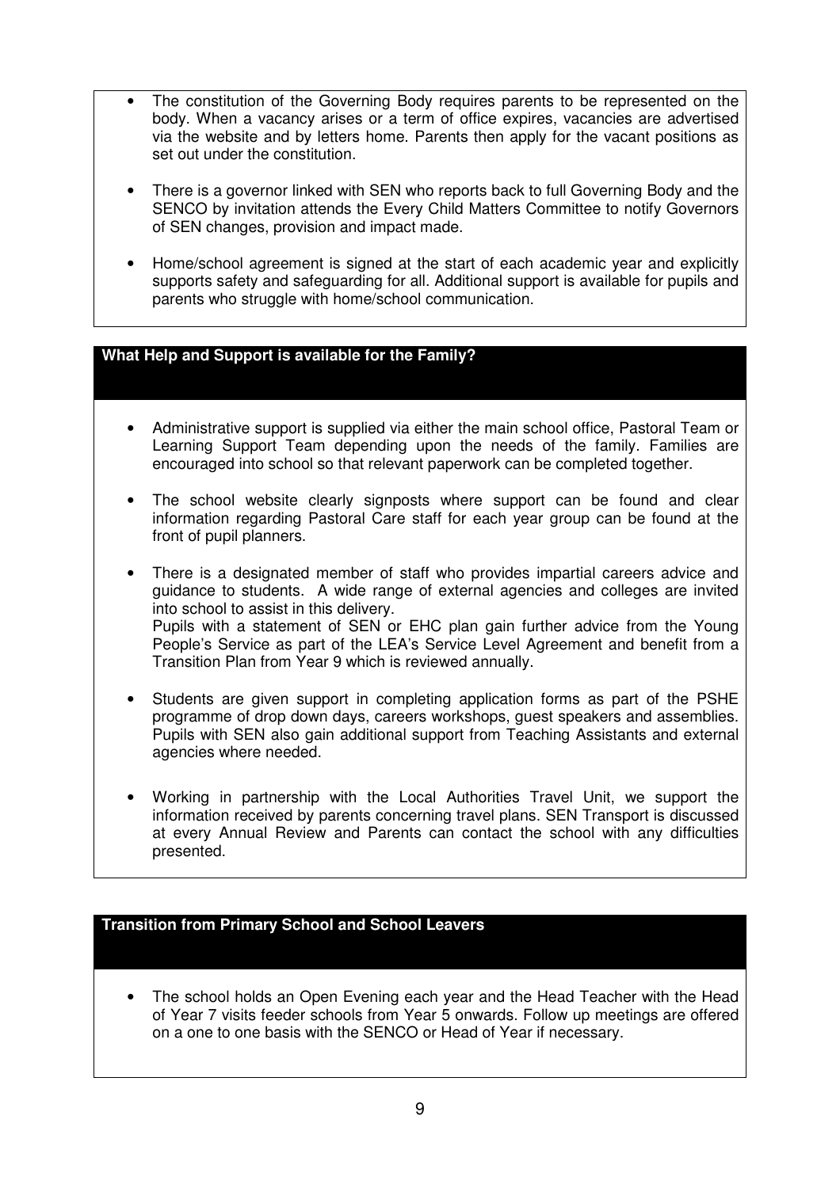- The constitution of the Governing Body requires parents to be represented on the body. When a vacancy arises or a term of office expires, vacancies are advertised via the website and by letters home. Parents then apply for the vacant positions as set out under the constitution.

- There is a governor linked with SEN who reports back to full Governing Body and the SENCO by invitation attends the Every Child Matters Committee to notify Governors of SEN changes, provision and impact made.

- Home/school agreement is signed at the start of each academic year and explicitly supports safety and safeguarding for all. Additional support is available for pupils and parents who struggle with home/school communication.

## What Help and Support is available for the Family?

- Administrative support is supplied via either the main school office, Pastoral Team or Learning Support Team depending upon the needs of the family. Families are encouraged into school so that relevant paperwork can be completed together.

- The school website clearly signposts where support can be found and clear information regarding Pastoral Care staff for each year group can be found at the front of pupil planners.

- There is a designated member of staff who provides impartial careers advice and guidance to students. A wide range of external agencies and colleges are invited into school to assist in this delivery.
  Pupils with a statement of SEN or EHC plan gain further advice from the Young People's Service as part of the LEA's Service Level Agreement and benefit from a Transition Plan from Year 9 which is reviewed annually.

- Students are given support in completing application forms as part of the PSHE programme of drop down days, careers workshops, guest speakers and assemblies. Pupils with SEN also gain additional support from Teaching Assistants and external agencies where needed.

- Working in partnership with the Local Authorities Travel Unit, we support the information received by parents concerning travel plans. SEN Transport is discussed at every Annual Review and Parents can contact the school with any difficulties presented.

## Transition from Primary School and School Leavers

- The school holds an Open Evening each year and the Head Teacher with the Head of Year 7 visits feeder schools from Year 5 onwards. Follow up meetings are offered on a one to one basis with the SENCO or Head of Year if necessary.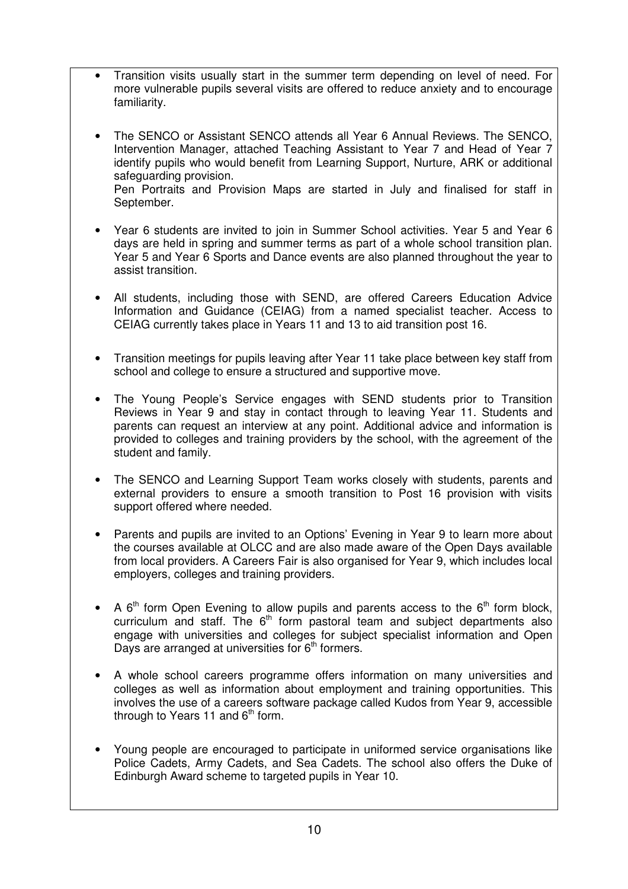- Transition visits usually start in the summer term depending on level of need. For more vulnerable pupils several visits are offered to reduce anxiety and to encourage familiarity.

- The SENCO or Assistant SENCO attends all Year 6 Annual Reviews. The SENCO, Intervention Manager, attached Teaching Assistant to Year 7 and Head of Year 7 identify pupils who would benefit from Learning Support, Nurture, ARK or additional safeguarding provision.
  Pen Portraits and Provision Maps are started in July and finalised for staff in September.

- Year 6 students are invited to join in Summer School activities. Year 5 and Year 6 days are held in spring and summer terms as part of a whole school transition plan. Year 5 and Year 6 Sports and Dance events are also planned throughout the year to assist transition.

- All students, including those with SEND, are offered Careers Education Advice Information and Guidance (CEIAG) from a named specialist teacher. Access to CEIAG currently takes place in Years 11 and 13 to aid transition post 16.

- Transition meetings for pupils leaving after Year 11 take place between key staff from school and college to ensure a structured and supportive move.

- The Young People's Service engages with SEND students prior to Transition Reviews in Year 9 and stay in contact through to leaving Year 11. Students and parents can request an interview at any point. Additional advice and information is provided to colleges and training providers by the school, with the agreement of the student and family.

- The SENCO and Learning Support Team works closely with students, parents and external providers to ensure a smooth transition to Post 16 provision with visits support offered where needed.

- Parents and pupils are invited to an Options' Evening in Year 9 to learn more about the courses available at OLCC and are also made aware of the Open Days available from local providers. A Careers Fair is also organised for Year 9, which includes local employers, colleges and training providers.

- A 6th form Open Evening to allow pupils and parents access to the 6th form block, curriculum and staff. The 6th form pastoral team and subject departments also engage with universities and colleges for subject specialist information and Open Days are arranged at universities for 6th formers.

- A whole school careers programme offers information on many universities and colleges as well as information about employment and training opportunities. This involves the use of a careers software package called Kudos from Year 9, accessible through to Years 11 and 6th form.

- Young people are encouraged to participate in uniformed service organisations like Police Cadets, Army Cadets, and Sea Cadets. The school also offers the Duke of Edinburgh Award scheme to targeted pupils in Year 10.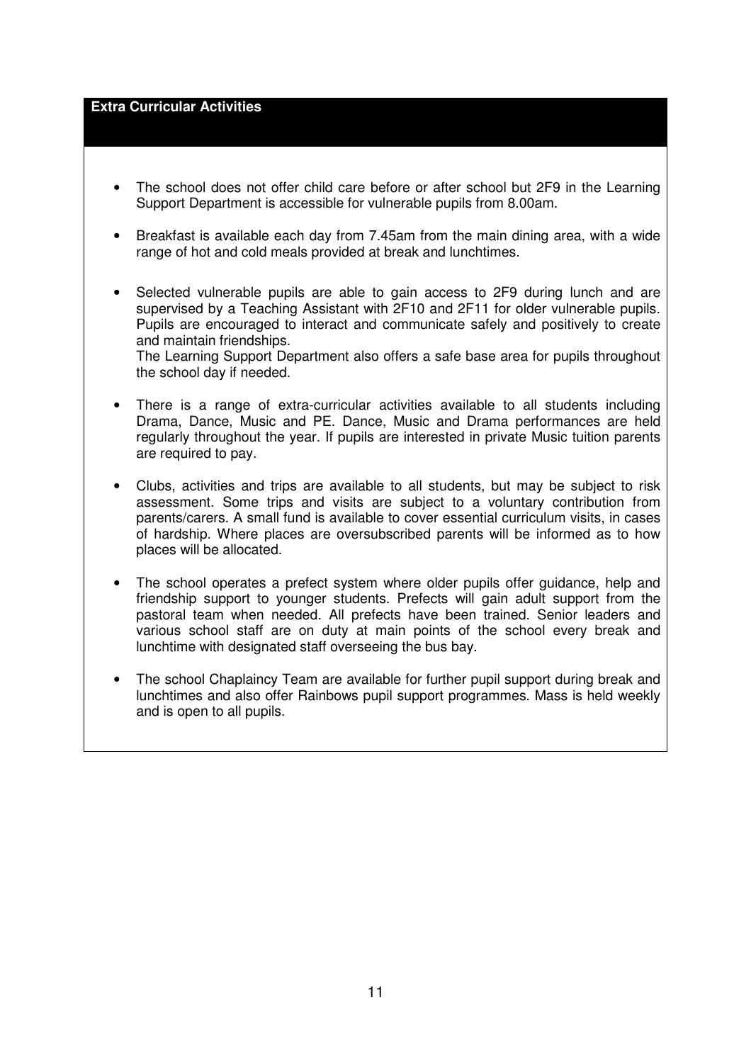## Extra Curricular Activities

- The school does not offer child care before or after school but 2F9 in the Learning Support Department is accessible for vulnerable pupils from 8.00am.
- Breakfast is available each day from 7.45am from the main dining area, with a wide range of hot and cold meals provided at break and lunchtimes.
- Selected vulnerable pupils are able to gain access to 2F9 during lunch and are supervised by a Teaching Assistant with 2F10 and 2F11 for older vulnerable pupils. Pupils are encouraged to interact and communicate safely and positively to create and maintain friendships.
  The Learning Support Department also offers a safe base area for pupils throughout the school day if needed.
- There is a range of extra-curricular activities available to all students including Drama, Dance, Music and PE. Dance, Music and Drama performances are held regularly throughout the year. If pupils are interested in private Music tuition parents are required to pay.
- Clubs, activities and trips are available to all students, but may be subject to risk assessment. Some trips and visits are subject to a voluntary contribution from parents/carers. A small fund is available to cover essential curriculum visits, in cases of hardship. Where places are oversubscribed parents will be informed as to how places will be allocated.
- The school operates a prefect system where older pupils offer guidance, help and friendship support to younger students. Prefects will gain adult support from the pastoral team when needed. All prefects have been trained. Senior leaders and various school staff are on duty at main points of the school every break and lunchtime with designated staff overseeing the bus bay.
- The school Chaplaincy Team are available for further pupil support during break and lunchtimes and also offer Rainbows pupil support programmes. Mass is held weekly and is open to all pupils.